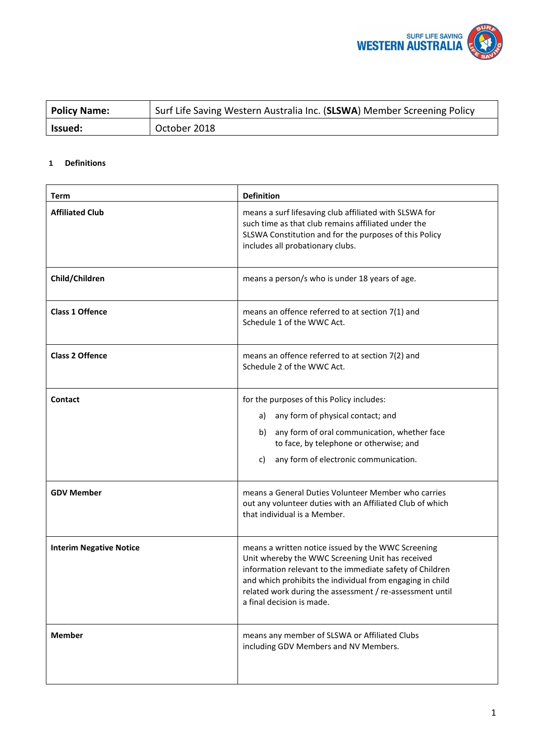| **Policy Name:** | Surf Life Saving Western Australia Inc. (**SLSWA**) Member Screening Policy |
|---|---|
| **Issued:** | October 2018 |

## 1 Definitions

| **Term** | **Definition** |
|---|---|
| **Affiliated Club** | means a surf lifesaving club affiliated with SLSWA for such time as that club remains affiliated under the SLSWA Constitution and for the purposes of this Policy includes all probationary clubs. |
| **Child/Children** | means a person/s who is under 18 years of age. |
| **Class 1 Offence** | means an offence referred to at section 7(1) and Schedule 1 of the WWC Act. |
| **Class 2 Offence** | means an offence referred to at section 7(2) and Schedule 2 of the WWC Act. |
| **Contact** | for the purposes of this Policy includes: a) any form of physical contact; and b) any form of oral communication, whether face to face, by telephone or otherwise; and c) any form of electronic communication. |
| **GDV Member** | means a General Duties Volunteer Member who carries out any volunteer duties with an Affiliated Club of which that individual is a Member. |
| **Interim Negative Notice** | means a written notice issued by the WWC Screening Unit whereby the WWC Screening Unit has received information relevant to the immediate safety of Children and which prohibits the individual from engaging in child related work during the assessment / re-assessment until a final decision is made. |
| **Member** | means any member of SLSWA or Affiliated Clubs including GDV Members and NV Members. |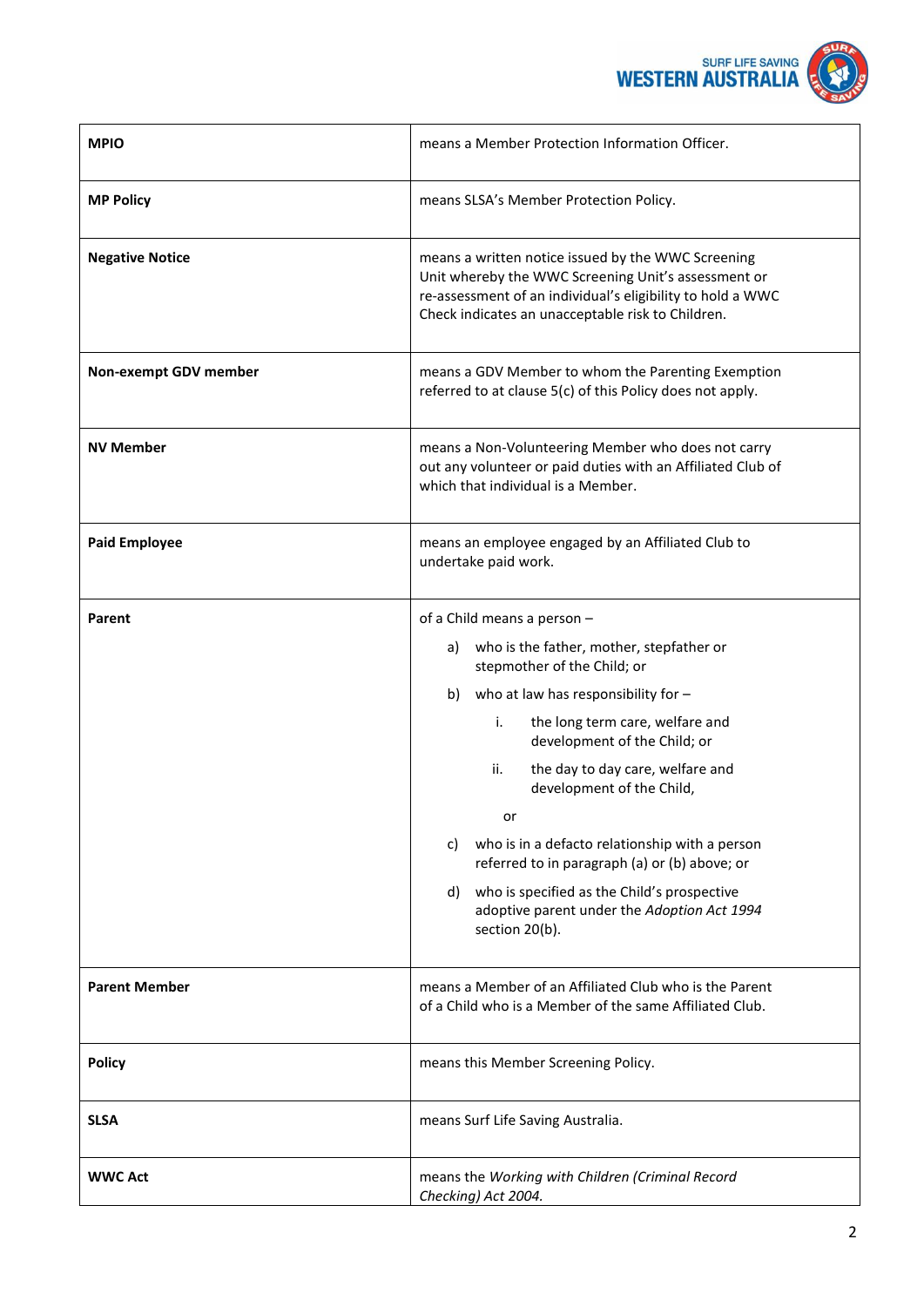| | |
|---|---|
| **MPIO** | means a Member Protection Information Officer. |
| **MP Policy** | means SLSA's Member Protection Policy. |
| **Negative Notice** | means a written notice issued by the WWC Screening Unit whereby the WWC Screening Unit's assessment or re-assessment of an individual's eligibility to hold a WWC Check indicates an unacceptable risk to Children. |
| **Non-exempt GDV member** | means a GDV Member to whom the Parenting Exemption referred to at clause 5(c) of this Policy does not apply. |
| **NV Member** | means a Non-Volunteering Member who does not carry out any volunteer or paid duties with an Affiliated Club of which that individual is a Member. |
| **Paid Employee** | means an employee engaged by an Affiliated Club to undertake paid work. |
| **Parent** | of a Child means a person – <br>a) who is the father, mother, stepfather or stepmother of the Child; or <br>b) who at law has responsibility for – <br>i. the long term care, welfare and development of the Child; or <br>ii. the day to day care, welfare and development of the Child, <br>or <br>c) who is in a defacto relationship with a person referred to in paragraph (a) or (b) above; or <br>d) who is specified as the Child's prospective adoptive parent under the *Adoption Act 1994* section 20(b). |
| **Parent Member** | means a Member of an Affiliated Club who is the Parent of a Child who is a Member of the same Affiliated Club. |
| **Policy** | means this Member Screening Policy. |
| **SLSA** | means Surf Life Saving Australia. |
| **WWC Act** | means the *Working with Children (Criminal Record Checking) Act 2004.* |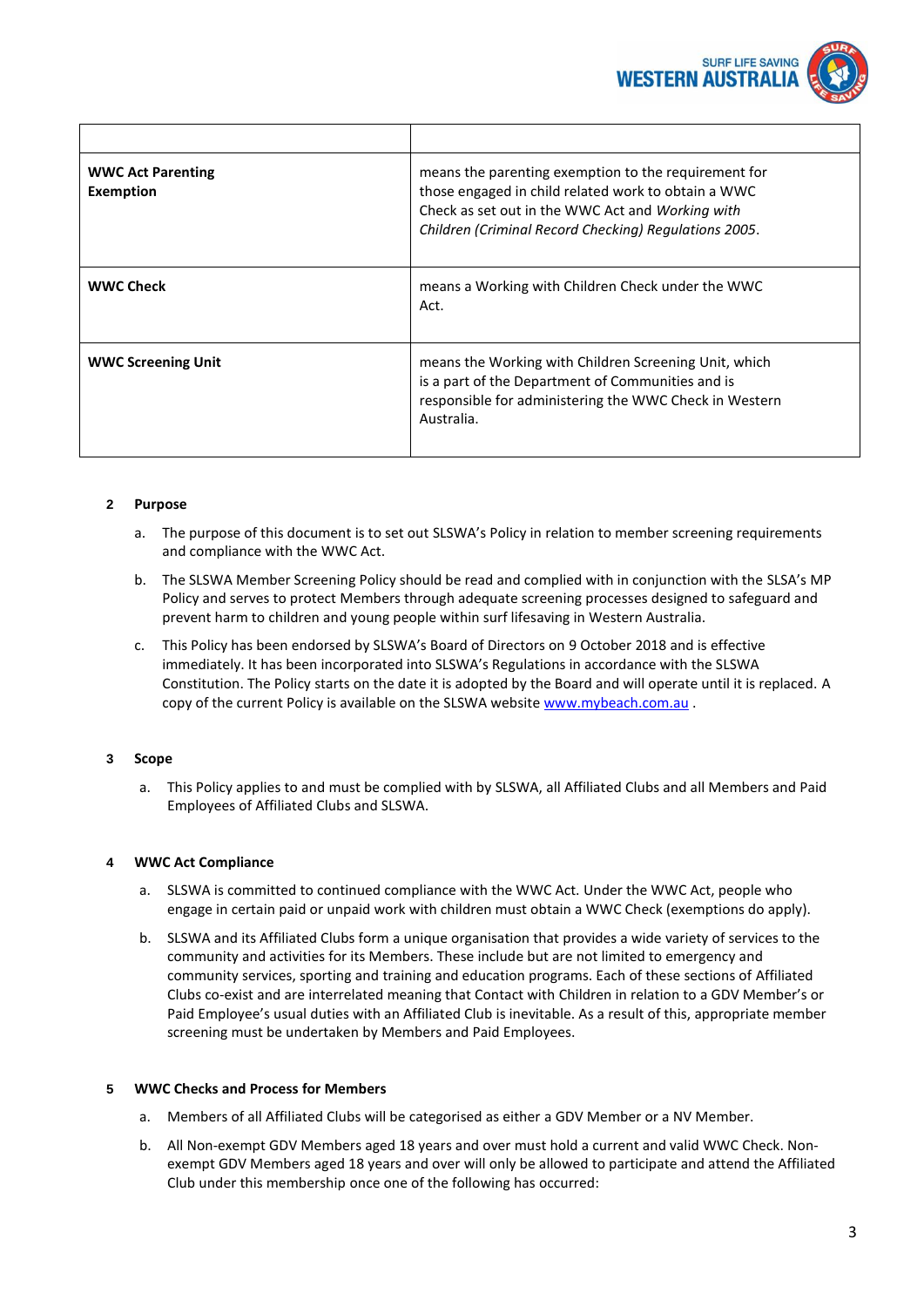| | |
|---|---|
| **WWC Act Parenting Exemption** | means the parenting exemption to the requirement for those engaged in child related work to obtain a WWC Check as set out in the WWC Act and *Working with Children (Criminal Record Checking) Regulations 2005*. |
| **WWC Check** | means a Working with Children Check under the WWC Act. |
| **WWC Screening Unit** | means the Working with Children Screening Unit, which is a part of the Department of Communities and is responsible for administering the WWC Check in Western Australia. |

**2 Purpose**

a. The purpose of this document is to set out SLSWA's Policy in relation to member screening requirements and compliance with the WWC Act.

b. The SLSWA Member Screening Policy should be read and complied with in conjunction with the SLSA's MP Policy and serves to protect Members through adequate screening processes designed to safeguard and prevent harm to children and young people within surf lifesaving in Western Australia.

c. This Policy has been endorsed by SLSWA's Board of Directors on 9 October 2018 and is effective immediately. It has been incorporated into SLSWA's Regulations in accordance with the SLSWA Constitution. The Policy starts on the date it is adopted by the Board and will operate until it is replaced. A copy of the current Policy is available on the SLSWA website www.mybeach.com.au .

**3 Scope**

a. This Policy applies to and must be complied with by SLSWA, all Affiliated Clubs and all Members and Paid Employees of Affiliated Clubs and SLSWA.

**4 WWC Act Compliance**

a. SLSWA is committed to continued compliance with the WWC Act. Under the WWC Act, people who engage in certain paid or unpaid work with children must obtain a WWC Check (exemptions do apply).

b. SLSWA and its Affiliated Clubs form a unique organisation that provides a wide variety of services to the community and activities for its Members. These include but are not limited to emergency and community services, sporting and training and education programs. Each of these sections of Affiliated Clubs co-exist and are interrelated meaning that Contact with Children in relation to a GDV Member's or Paid Employee's usual duties with an Affiliated Club is inevitable. As a result of this, appropriate member screening must be undertaken by Members and Paid Employees.

**5 WWC Checks and Process for Members**

a. Members of all Affiliated Clubs will be categorised as either a GDV Member or a NV Member.

b. All Non-exempt GDV Members aged 18 years and over must hold a current and valid WWC Check. Non-exempt GDV Members aged 18 years and over will only be allowed to participate and attend the Affiliated Club under this membership once one of the following has occurred: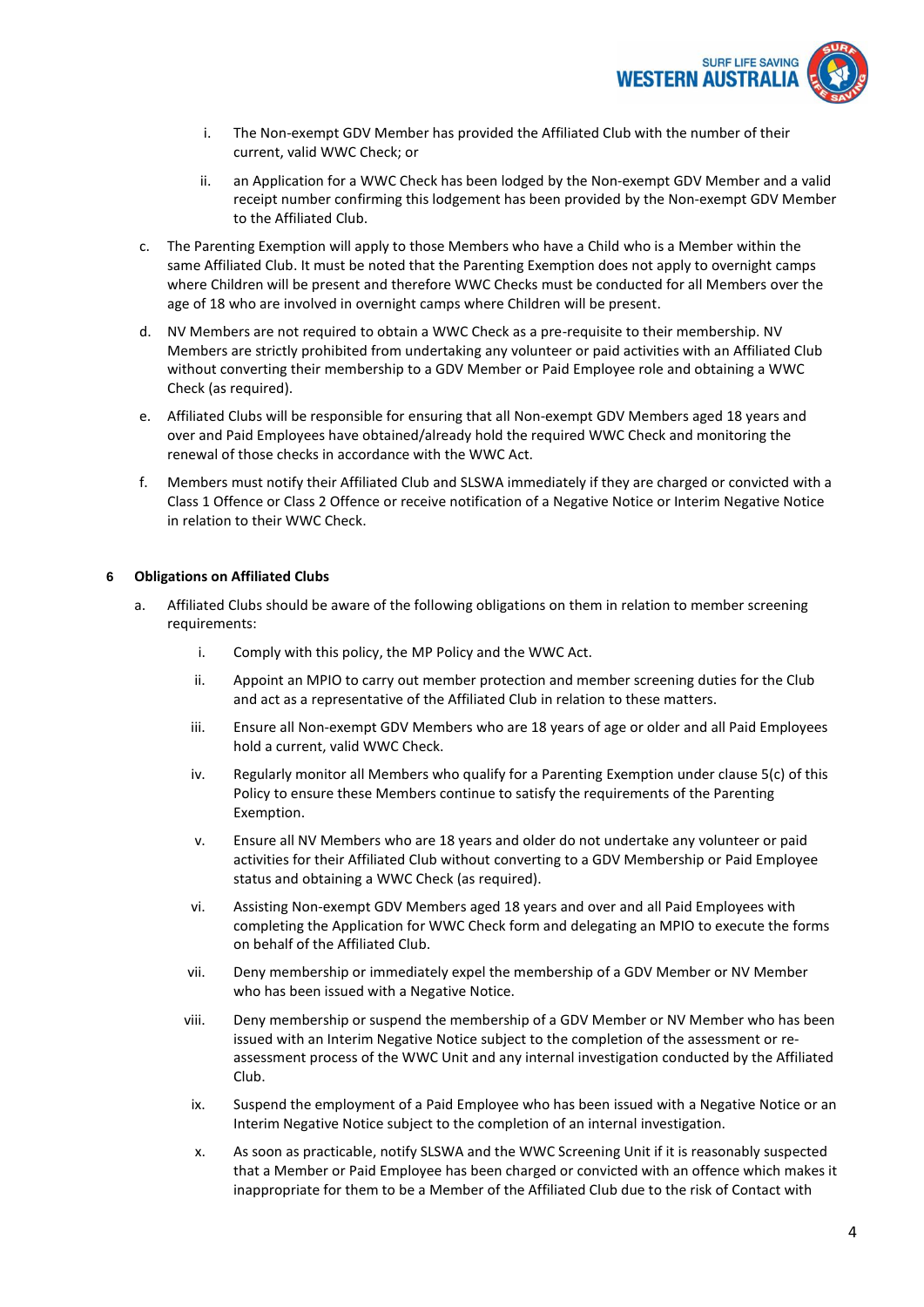i. The Non-exempt GDV Member has provided the Affiliated Club with the number of their current, valid WWC Check; or

ii. an Application for a WWC Check has been lodged by the Non-exempt GDV Member and a valid receipt number confirming this lodgement has been provided by the Non-exempt GDV Member to the Affiliated Club.

c. The Parenting Exemption will apply to those Members who have a Child who is a Member within the same Affiliated Club. It must be noted that the Parenting Exemption does not apply to overnight camps where Children will be present and therefore WWC Checks must be conducted for all Members over the age of 18 who are involved in overnight camps where Children will be present.

d. NV Members are not required to obtain a WWC Check as a pre-requisite to their membership. NV Members are strictly prohibited from undertaking any volunteer or paid activities with an Affiliated Club without converting their membership to a GDV Member or Paid Employee role and obtaining a WWC Check (as required).

e. Affiliated Clubs will be responsible for ensuring that all Non-exempt GDV Members aged 18 years and over and Paid Employees have obtained/already hold the required WWC Check and monitoring the renewal of those checks in accordance with the WWC Act.

f. Members must notify their Affiliated Club and SLSWA immediately if they are charged or convicted with a Class 1 Offence or Class 2 Offence or receive notification of a Negative Notice or Interim Negative Notice in relation to their WWC Check.

**6 Obligations on Affiliated Clubs**

a. Affiliated Clubs should be aware of the following obligations on them in relation to member screening requirements:

i. Comply with this policy, the MP Policy and the WWC Act.

ii. Appoint an MPIO to carry out member protection and member screening duties for the Club and act as a representative of the Affiliated Club in relation to these matters.

iii. Ensure all Non-exempt GDV Members who are 18 years of age or older and all Paid Employees hold a current, valid WWC Check.

iv. Regularly monitor all Members who qualify for a Parenting Exemption under clause 5(c) of this Policy to ensure these Members continue to satisfy the requirements of the Parenting Exemption.

v. Ensure all NV Members who are 18 years and older do not undertake any volunteer or paid activities for their Affiliated Club without converting to a GDV Membership or Paid Employee status and obtaining a WWC Check (as required).

vi. Assisting Non-exempt GDV Members aged 18 years and over and all Paid Employees with completing the Application for WWC Check form and delegating an MPIO to execute the forms on behalf of the Affiliated Club.

vii. Deny membership or immediately expel the membership of a GDV Member or NV Member who has been issued with a Negative Notice.

viii. Deny membership or suspend the membership of a GDV Member or NV Member who has been issued with an Interim Negative Notice subject to the completion of the assessment or re-assessment process of the WWC Unit and any internal investigation conducted by the Affiliated Club.

ix. Suspend the employment of a Paid Employee who has been issued with a Negative Notice or an Interim Negative Notice subject to the completion of an internal investigation.

x. As soon as practicable, notify SLSWA and the WWC Screening Unit if it is reasonably suspected that a Member or Paid Employee has been charged or convicted with an offence which makes it inappropriate for them to be a Member of the Affiliated Club due to the risk of Contact with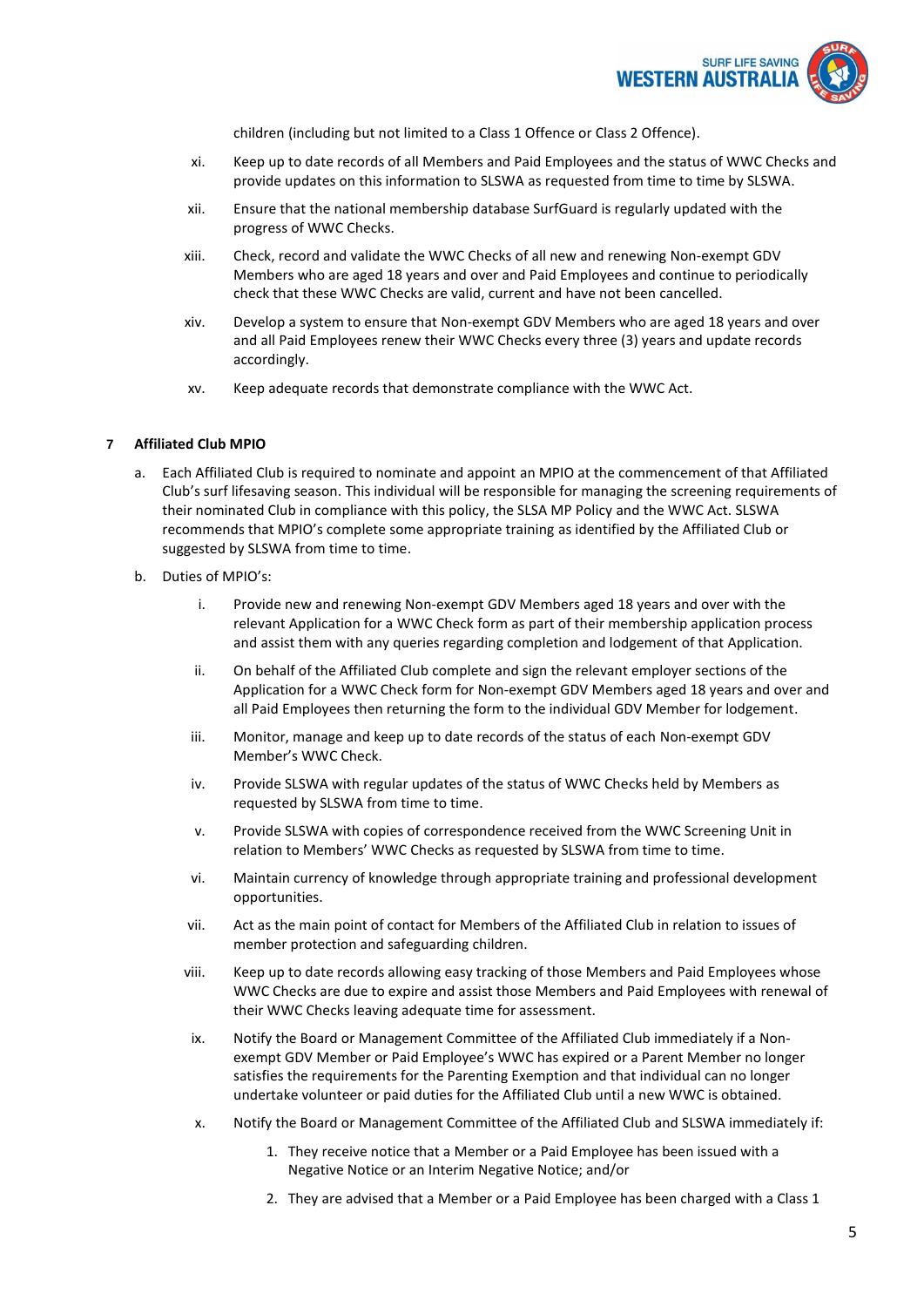children (including but not limited to a Class 1 Offence or Class 2 Offence).

xi. Keep up to date records of all Members and Paid Employees and the status of WWC Checks and provide updates on this information to SLSWA as requested from time to time by SLSWA.

xii. Ensure that the national membership database SurfGuard is regularly updated with the progress of WWC Checks.

xiii. Check, record and validate the WWC Checks of all new and renewing Non-exempt GDV Members who are aged 18 years and over and Paid Employees and continue to periodically check that these WWC Checks are valid, current and have not been cancelled.

xiv. Develop a system to ensure that Non-exempt GDV Members who are aged 18 years and over and all Paid Employees renew their WWC Checks every three (3) years and update records accordingly.

xv. Keep adequate records that demonstrate compliance with the WWC Act.

## 7 Affiliated Club MPIO

a. Each Affiliated Club is required to nominate and appoint an MPIO at the commencement of that Affiliated Club's surf lifesaving season. This individual will be responsible for managing the screening requirements of their nominated Club in compliance with this policy, the SLSA MP Policy and the WWC Act. SLSWA recommends that MPIO's complete some appropriate training as identified by the Affiliated Club or suggested by SLSWA from time to time.

b. Duties of MPIO's:

   i. Provide new and renewing Non-exempt GDV Members aged 18 years and over with the relevant Application for a WWC Check form as part of their membership application process and assist them with any queries regarding completion and lodgement of that Application.

   ii. On behalf of the Affiliated Club complete and sign the relevant employer sections of the Application for a WWC Check form for Non-exempt GDV Members aged 18 years and over and all Paid Employees then returning the form to the individual GDV Member for lodgement.

   iii. Monitor, manage and keep up to date records of the status of each Non-exempt GDV Member's WWC Check.

   iv. Provide SLSWA with regular updates of the status of WWC Checks held by Members as requested by SLSWA from time to time.

   v. Provide SLSWA with copies of correspondence received from the WWC Screening Unit in relation to Members' WWC Checks as requested by SLSWA from time to time.

   vi. Maintain currency of knowledge through appropriate training and professional development opportunities.

   vii. Act as the main point of contact for Members of the Affiliated Club in relation to issues of member protection and safeguarding children.

   viii. Keep up to date records allowing easy tracking of those Members and Paid Employees whose WWC Checks are due to expire and assist those Members and Paid Employees with renewal of their WWC Checks leaving adequate time for assessment.

   ix. Notify the Board or Management Committee of the Affiliated Club immediately if a Non-exempt GDV Member or Paid Employee's WWC has expired or a Parent Member no longer satisfies the requirements for the Parenting Exemption and that individual can no longer undertake volunteer or paid duties for the Affiliated Club until a new WWC is obtained.

   x. Notify the Board or Management Committee of the Affiliated Club and SLSWA immediately if:

      1. They receive notice that a Member or a Paid Employee has been issued with a Negative Notice or an Interim Negative Notice; and/or

      2. They are advised that a Member or a Paid Employee has been charged with a Class 1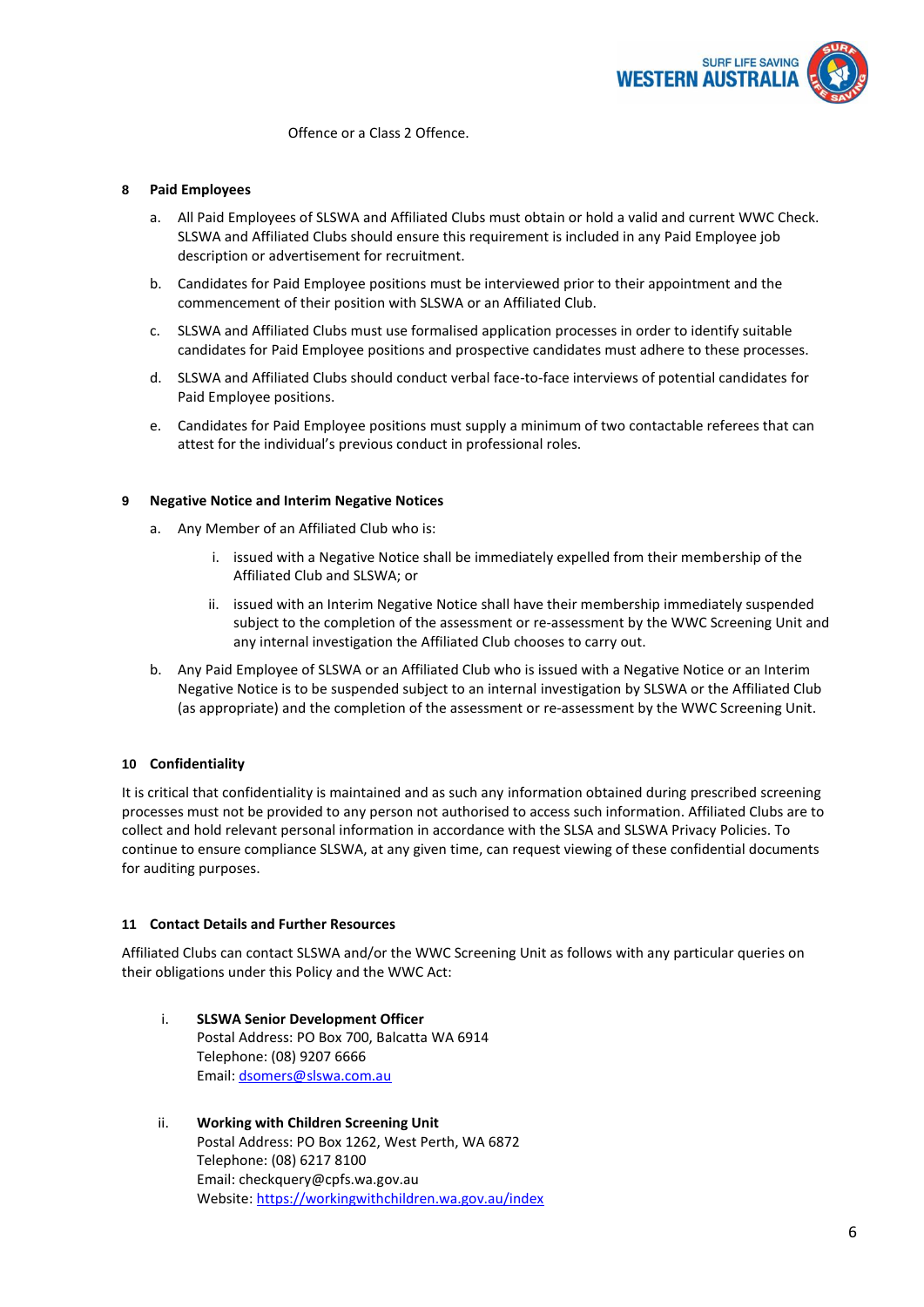Offence or a Class 2 Offence.

## 8 Paid Employees

a. All Paid Employees of SLSWA and Affiliated Clubs must obtain or hold a valid and current WWC Check. SLSWA and Affiliated Clubs should ensure this requirement is included in any Paid Employee job description or advertisement for recruitment.

b. Candidates for Paid Employee positions must be interviewed prior to their appointment and the commencement of their position with SLSWA or an Affiliated Club.

c. SLSWA and Affiliated Clubs must use formalised application processes in order to identify suitable candidates for Paid Employee positions and prospective candidates must adhere to these processes.

d. SLSWA and Affiliated Clubs should conduct verbal face-to-face interviews of potential candidates for Paid Employee positions.

e. Candidates for Paid Employee positions must supply a minimum of two contactable referees that can attest for the individual's previous conduct in professional roles.

## 9 Negative Notice and Interim Negative Notices

a. Any Member of an Affiliated Club who is:

   i. issued with a Negative Notice shall be immediately expelled from their membership of the Affiliated Club and SLSWA; or

   ii. issued with an Interim Negative Notice shall have their membership immediately suspended subject to the completion of the assessment or re-assessment by the WWC Screening Unit and any internal investigation the Affiliated Club chooses to carry out.

b. Any Paid Employee of SLSWA or an Affiliated Club who is issued with a Negative Notice or an Interim Negative Notice is to be suspended subject to an internal investigation by SLSWA or the Affiliated Club (as appropriate) and the completion of the assessment or re-assessment by the WWC Screening Unit.

## 10 Confidentiality

It is critical that confidentiality is maintained and as such any information obtained during prescribed screening processes must not be provided to any person not authorised to access such information. Affiliated Clubs are to collect and hold relevant personal information in accordance with the SLSA and SLSWA Privacy Policies. To continue to ensure compliance SLSWA, at any given time, can request viewing of these confidential documents for auditing purposes.

## 11 Contact Details and Further Resources

Affiliated Clubs can contact SLSWA and/or the WWC Screening Unit as follows with any particular queries on their obligations under this Policy and the WWC Act:

i. **SLSWA Senior Development Officer**
   Postal Address: PO Box 700, Balcatta WA 6914
   Telephone: (08) 9207 6666
   Email: dsomers@slswa.com.au

ii. **Working with Children Screening Unit**
   Postal Address: PO Box 1262, West Perth, WA 6872
   Telephone: (08) 6217 8100
   Email: checkquery@cpfs.wa.gov.au
   Website: https://workingwithchildren.wa.gov.au/index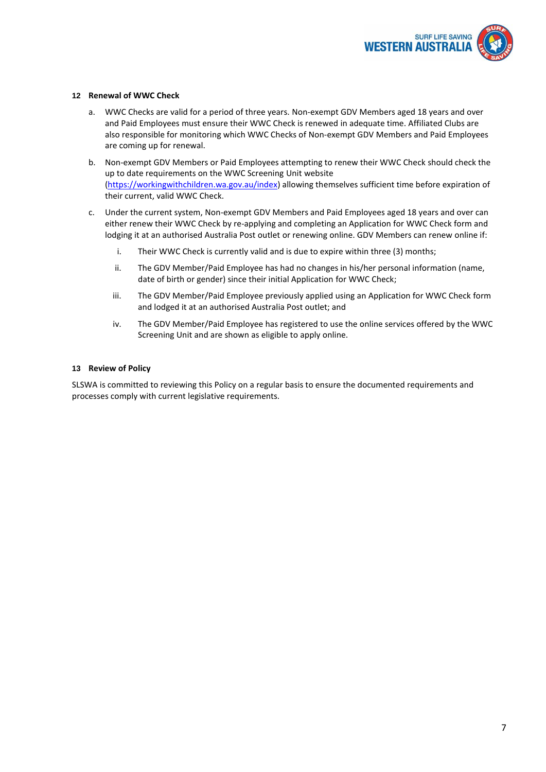## 12 Renewal of WWC Check

a. WWC Checks are valid for a period of three years. Non-exempt GDV Members aged 18 years and over and Paid Employees must ensure their WWC Check is renewed in adequate time. Affiliated Clubs are also responsible for monitoring which WWC Checks of Non-exempt GDV Members and Paid Employees are coming up for renewal.

b. Non-exempt GDV Members or Paid Employees attempting to renew their WWC Check should check the up to date requirements on the WWC Screening Unit website (https://workingwithchildren.wa.gov.au/index) allowing themselves sufficient time before expiration of their current, valid WWC Check.

c. Under the current system, Non-exempt GDV Members and Paid Employees aged 18 years and over can either renew their WWC Check by re-applying and completing an Application for WWC Check form and lodging it at an authorised Australia Post outlet or renewing online. GDV Members can renew online if:

   i. Their WWC Check is currently valid and is due to expire within three (3) months;

   ii. The GDV Member/Paid Employee has had no changes in his/her personal information (name, date of birth or gender) since their initial Application for WWC Check;

   iii. The GDV Member/Paid Employee previously applied using an Application for WWC Check form and lodged it at an authorised Australia Post outlet; and

   iv. The GDV Member/Paid Employee has registered to use the online services offered by the WWC Screening Unit and are shown as eligible to apply online.

## 13 Review of Policy

SLSWA is committed to reviewing this Policy on a regular basis to ensure the documented requirements and processes comply with current legislative requirements.